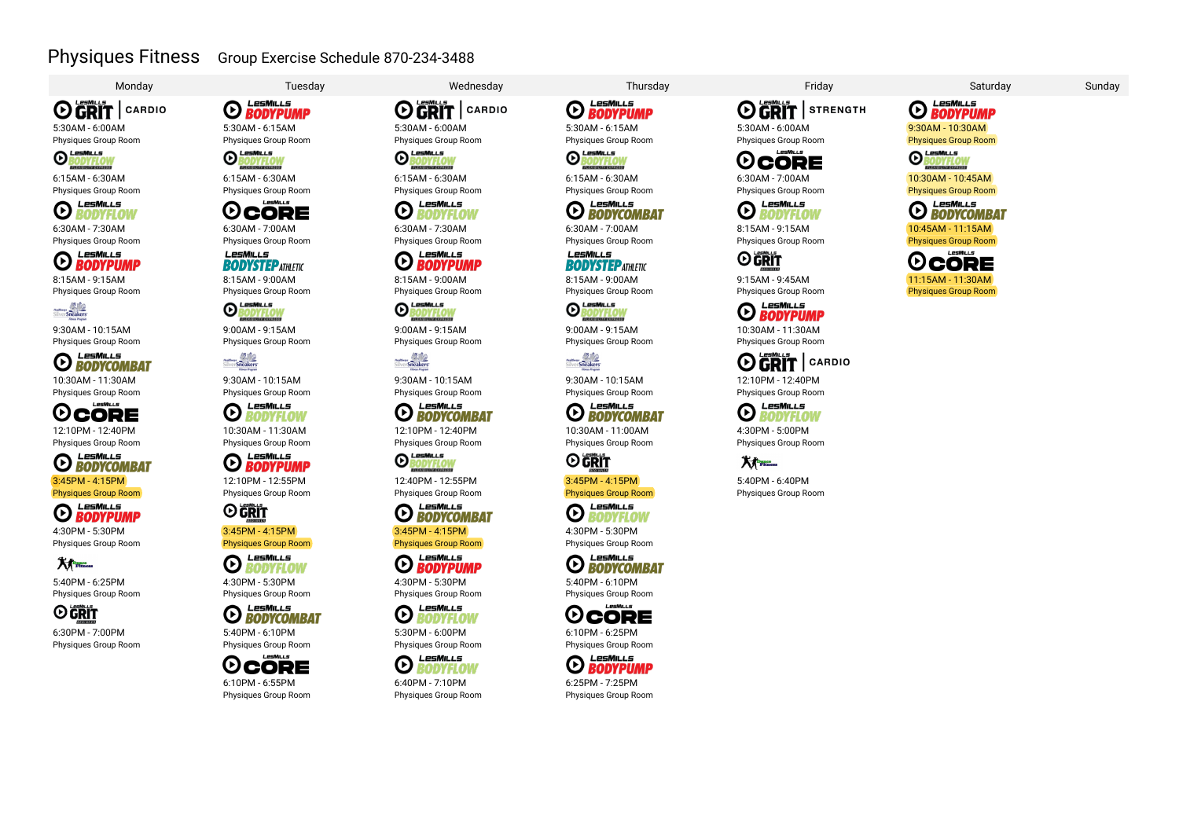# Physiques Fitness

## Group Exercise Schedule 870-234-3488

### Monday

- **LesMills GRIT | CARDIO** — 5:30AM - 6:00AM — Physiques Group Room
- **LesMills BODYFLOW** — 6:15AM - 6:30AM — Physiques Group Room
- **LesMills BODYFLOW** — 6:30AM - 7:30AM — Physiques Group Room
- **LesMills BODYPUMP** — 8:15AM - 9:15AM — Physiques Group Room
- **SilverSneakers** — 9:30AM - 10:15AM — Physiques Group Room
- **LesMills BODYCOMBAT** — 10:30AM - 11:30AM — Physiques Group Room
- **LesMills CORE** — 12:10PM - 12:40PM — Physiques Group Room
- **LesMills BODYCOMBAT** — 3:45PM - 4:15PM — Physiques Group Room
- **LesMills BODYPUMP** — 4:30PM - 5:30PM — Physiques Group Room
- 5:40PM - 6:25PM — Physiques Group Room
- **LesMills GRIT** — 6:30PM - 7:00PM — Physiques Group Room

### Tuesday

- **LesMills BODYPUMP** — 5:30AM - 6:15AM — Physiques Group Room
- **LesMills BODYFLOW** — 6:15AM - 6:30AM — Physiques Group Room
- **LesMills CORE** — 6:30AM - 7:00AM — Physiques Group Room
- **LesMills BODYSTEP ATHLETIC** — 8:15AM - 9:00AM — Physiques Group Room
- **LesMills BODYFLOW** — 9:00AM - 9:15AM — Physiques Group Room
- **SilverSneakers** — 9:30AM - 10:15AM — Physiques Group Room
- **LesMills BODYFLOW** — 10:30AM - 11:30AM — Physiques Group Room
- **LesMills BODYPUMP** — 12:10PM - 12:55PM — Physiques Group Room
- **LesMills GRIT** — 3:45PM - 4:15PM — Physiques Group Room
- **LesMills BODYFLOW** — 4:30PM - 5:30PM — Physiques Group Room
- **LesMills BODYCOMBAT** — 5:40PM - 6:10PM — Physiques Group Room
- **LesMills CORE** — 6:10PM - 6:55PM — Physiques Group Room

### Wednesday

- **LesMills GRIT | CARDIO** — 5:30AM - 6:00AM — Physiques Group Room
- **LesMills BODYFLOW** — 6:15AM - 6:30AM — Physiques Group Room
- **LesMills BODYFLOW** — 6:30AM - 7:30AM — Physiques Group Room
- **LesMills BODYPUMP** — 8:15AM - 9:00AM — Physiques Group Room
- **LesMills BODYFLOW** — 9:00AM - 9:15AM — Physiques Group Room
- **SilverSneakers** — 9:30AM - 10:15AM — Physiques Group Room
- **LesMills BODYCOMBAT** — 12:10PM - 12:40PM — Physiques Group Room
- **LesMills BODYFLOW** — 12:40PM - 12:55PM — Physiques Group Room
- **LesMills BODYCOMBAT** — 3:45PM - 4:15PM — Physiques Group Room
- **LesMills BODYPUMP** — 4:30PM - 5:30PM — Physiques Group Room
- **LesMills BODYFLOW** — 5:30PM - 6:00PM — Physiques Group Room
- **LesMills BODYFLOW** — 6:40PM - 7:10PM — Physiques Group Room

### Thursday

- **LesMills BODYPUMP** — 5:30AM - 6:15AM — Physiques Group Room
- **LesMills BODYFLOW** — 6:15AM - 6:30AM — Physiques Group Room
- **LesMills BODYCOMBAT** — 6:30AM - 7:00AM — Physiques Group Room
- **LesMills BODYSTEP ATHLETIC** — 8:15AM - 9:00AM — Physiques Group Room
- **LesMills BODYFLOW** — 9:00AM - 9:15AM — Physiques Group Room
- **SilverSneakers** — 9:30AM - 10:15AM — Physiques Group Room
- **LesMills BODYCOMBAT** — 10:30AM - 11:00AM — Physiques Group Room
- **LesMills GRIT** — 3:45PM - 4:15PM — Physiques Group Room
- **LesMills BODYFLOW** — 4:30PM - 5:30PM — Physiques Group Room
- **LesMills BODYCOMBAT** — 5:40PM - 6:10PM — Physiques Group Room
- **LesMills CORE** — 6:10PM - 6:25PM — Physiques Group Room
- **LesMills BODYPUMP** — 6:25PM - 7:25PM — Physiques Group Room

### Friday

- **LesMills GRIT | STRENGTH** — 5:30AM - 6:00AM — Physiques Group Room
- **LesMills CORE** — 6:30AM - 7:00AM — Physiques Group Room
- **LesMills BODYFLOW** — 8:15AM - 9:15AM — Physiques Group Room
- **LesMills GRIT** — 9:15AM - 9:45AM — Physiques Group Room
- **LesMills BODYPUMP** — 10:30AM - 11:30AM — Physiques Group Room
- **LesMills GRIT | CARDIO** — 12:10PM - 12:40PM — Physiques Group Room
- **LesMills BODYFLOW** — 4:30PM - 5:00PM — Physiques Group Room
- 5:40PM - 6:40PM — Physiques Group Room

### Saturday

- **LesMills BODYPUMP** — 9:30AM - 10:30AM — Physiques Group Room
- **LesMills BODYFLOW** — 10:30AM - 10:45AM — Physiques Group Room
- **LesMills BODYCOMBAT** — 10:45AM - 11:15AM — Physiques Group Room
- **LesMills CORE** — 11:15AM - 11:30AM — Physiques Group Room

### Sunday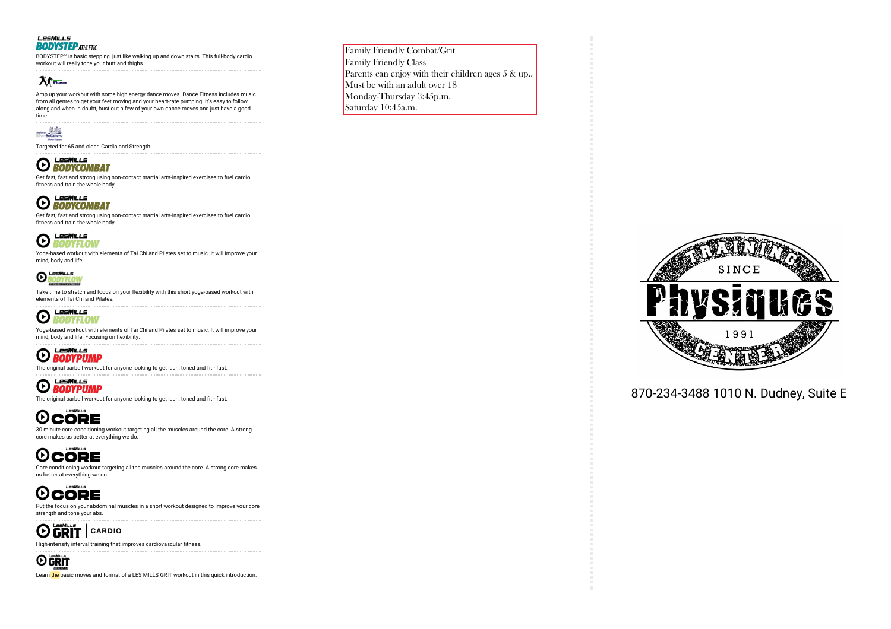LesMills
**BODYSTEP** ATHLETIC

BODYSTEP™ is basic stepping, just like walking up and down stairs. This full-body cardio workout will really tone your butt and thighs.

Dance Fitness

Amp up your workout with some high energy dance moves. Dance Fitness includes music from all genres to get your feet moving and your heart-rate pumping. It's easy to follow along and when in doubt, bust out a few of your own dance moves and just have a good time.

SilverSneakers

Targeted for 65 and older. Cardio and Strength

LesMills
**BODYCOMBAT**

Get fast, fast and strong using non-contact martial arts-inspired exercises to fuel cardio fitness and train the whole body.

LesMills
**BODYCOMBAT**

Get fast, fast and strong using non-contact martial arts-inspired exercises to fuel cardio fitness and train the whole body.

LesMills
**BODYFLOW**

Yoga-based workout with elements of Tai Chi and Pilates set to music. It will improve your mind, body and life.

LesMills
**BODYFLOW**

Take time to stretch and focus on your flexibility with this short yoga-based workout with elements of Tai Chi and Pilates.

LesMills
**BODYFLOW**

Yoga-based workout with elements of Tai Chi and Pilates set to music. It will improve your mind, body and life. Focusing on flexibility.

LesMills
**BODYPUMP**

The original barbell workout for anyone looking to get lean, toned and fit - fast.

LesMills
**BODYPUMP**

The original barbell workout for anyone looking to get lean, toned and fit - fast.

LesMills
**CORE**

30 minute core conditioning workout targeting all the muscles around the core. A strong core makes us better at everything we do.

LesMills
**CORE**

Core conditioning workout targeting all the muscles around the core. A strong core makes us better at everything we do.

LesMills
**CORE**

Put the focus on your abdominal muscles in a short workout designed to improve your core strength and tone your abs.

LesMills
**GRIT** | CARDIO

High-intensity interval training that improves cardiovascular fitness.

LesMills
**GRIT**

Learn the basic moves and format of a LES MILLS GRIT workout in this quick introduction.

Family Friendly Combat/Grit
Family Friendly Class
Parents can enjoy with their children ages 5 & up..
Must be with an adult over 18
Monday-Thursday 3:45p.m.
Saturday 10:45a.m.

TRAINING CENTER
SINCE
Physiques
1991

870-234-3488 1010 N. Dudney, Suite E